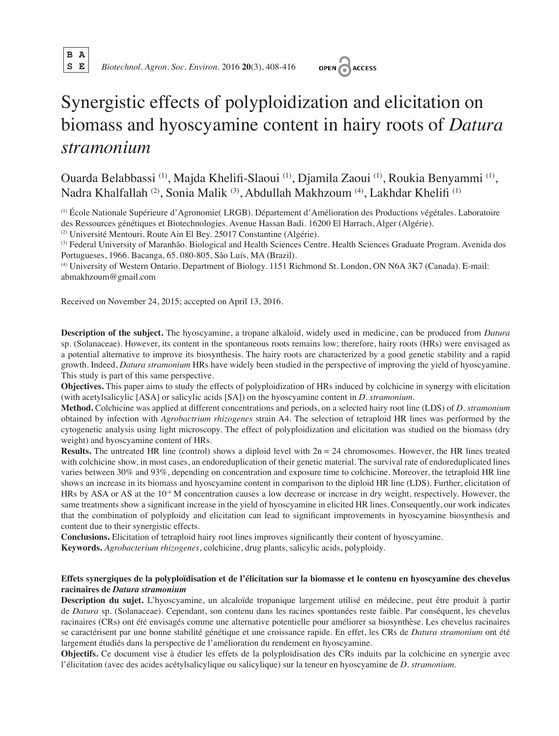# Synergistic effects of polyploidization and elicitation on biomass and hyoscyamine content in hairy roots of *Datura stramonium*

Ouarda Belabbassi [(1)], Majda Khelifi-Slaoui [(1)], Djamila Zaoui [(1)], Roukia Benyammi [(1)], Nadra Khalfallah [(2)], Sonia Malik [(3)], Abdullah Makhzoum [(4)], Lakhdar Khelifi [(1)]

[(1)] École Nationale Supérieure d'Agronomie( LRGB). Département d'Amélioration des Productions végétales. Laboratoire des Ressources génétiques et Biotechnologies. Avenue Hassan Badi. 16200 El Harrach, Alger (Algérie).

[(2)] Université Mentouri. Route Ain El Bey. 25017 Constantine (Algérie).

[(3)] Federal University of Maranhão. Biological and Health Sciences Centre. Health Sciences Graduate Program. Avenida dos Portugueses, 1966. Bacanga, 65. 080-805, São Luís, MA (Brazil).

[(4)] University of Western Ontario. Department of Biology. 1151 Richmond St. London, ON N6A 3K7 (Canada). E-mail: abmakhzoum@gmail.com

Received on November 24, 2015; accepted on April 13, 2016.

**Description of the subject.** The hyoscyamine, a tropane alkaloid, widely used in medicine, can be produced from *Datura* sp. (Solanaceae). However, its content in the spontaneous roots remains low; therefore, hairy roots (HRs) were envisaged as a potential alternative to improve its biosynthesis. The hairy roots are characterized by a good genetic stability and a rapid growth. Indeed, *Datura stramonium* HRs have widely been studied in the perspective of improving the yield of hyoscyamine. This study is part of this same perspective.

**Objectives.** This paper aims to study the effects of polyploidization of HRs induced by colchicine in synergy with elicitation (with acetylsalicylic [ASA] or salicylic acids [SA]) on the hyoscyamine content in *D. stramonium*.

**Method.** Colchicine was applied at different concentrations and periods, on a selected hairy root line (LDS) of *D. stramonium* obtained by infection with *Agrobactrium rhizogenes* strain A4. The selection of tetraploid HR lines was performed by the cytogenetic analysis using light microscopy. The effect of polyploidization and elicitation was studied on the biomass (dry weight) and hyoscyamine content of HRs.

**Results.** The untreated HR line (control) shows a diploid level with 2n = 24 chromosomes. However, the HR lines treated with colchicine show, in most cases, an endoreduplication of their genetic material. The survival rate of endoreduplicated lines varies between 30% and 93%, depending on concentration and exposure time to colchicine. Moreover, the tetraploid HR line shows an increase in its biomass and hyoscyamine content in comparison to the diploid HR line (LDS). Further, elicitation of HRs by ASA or AS at the $10^{-4}$ M concentration causes a low decrease or increase in dry weight, respectively. However, the same treatments show a significant increase in the yield of hyoscyamine in elicited HR lines. Consequently, our work indicates that the combination of polyploidy and elicitation can lead to significant improvements in hyoscyamine biosynthesis and content due to their synergistic effects.

**Conclusions.** Elicitation of tetraploid hairy root lines improves significantly their content of hyoscyamine.

**Keywords.** *Agrobacterium rhizogenes*, colchicine, drug plants, salicylic acids, polyploidy.

**Effets synergiques de la polyploïdisation et de l'élicitation sur la biomasse et le contenu en hyoscyamine des chevelus racinaires de *Datura stramonium***

**Description du sujet.** L'hyoscyamine, un alcaloïde tropanique largement utilisé en médecine, peut être produit à partir de *Datura* sp. (Solanaceae). Cependant, son contenu dans les racines spontanées reste faible. Par conséquent, les chevelus racinaires (CRs) ont été envisagés comme une alternative potentielle pour améliorer sa biosynthèse. Les chevelus racinaires se caractérisent par une bonne stabilité génétique et une croissance rapide. En effet, les CRs de *Datura stramonium* ont été largement étudiés dans la perspective de l'amélioration du rendement en hyoscyamine.

**Objectifs.** Ce document vise à étudier les effets de la polyploïdisation des CRs induits par la colchicine en synergie avec l'élicitation (avec des acides acétylsalicylique ou salicylique) sur la teneur en hyoscyamine de *D. stramonium*.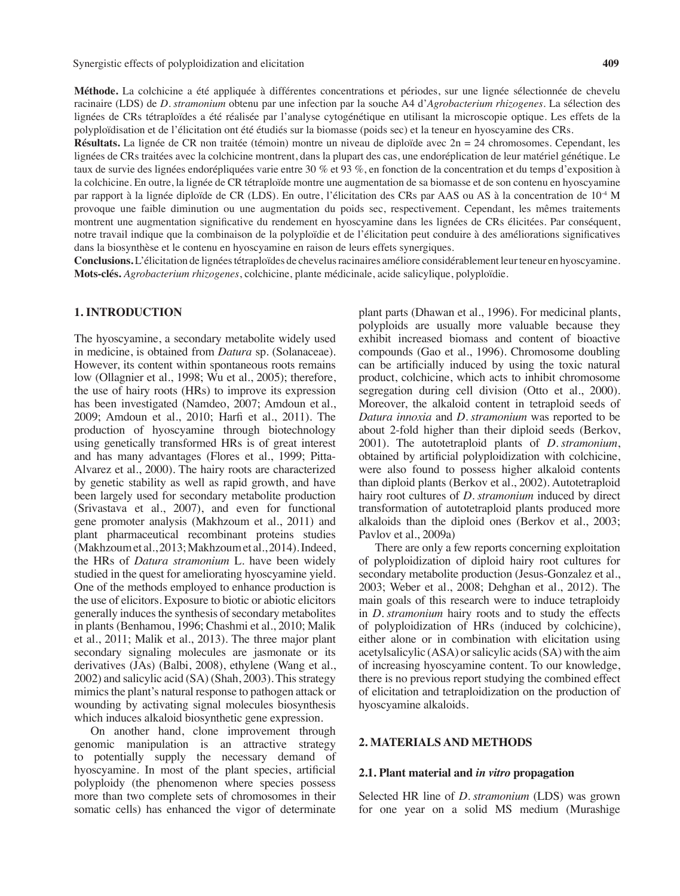**Méthode.** La colchicine a été appliquée à différentes concentrations et périodes, sur une lignée sélectionnée de chevelu racinaire (LDS) de *D. stramonium* obtenu par une infection par la souche A4 d'*Agrobacterium rhizogenes*. La sélection des lignées de CRs tétraploïdes a été réalisée par l'analyse cytogénétique en utilisant la microscopie optique. Les effets de la polyploïdisation et de l'élicitation ont été étudiés sur la biomasse (poids sec) et la teneur en hyoscyamine des CRs.

**Résultats.** La lignée de CR non traitée (témoin) montre un niveau de diploïde avec 2n = 24 chromosomes. Cependant, les lignées de CRs traitées avec la colchicine montrent, dans la plupart des cas, une endoréplication de leur matériel génétique. Le taux de survie des lignées endorépliquées varie entre 30 % et 93 %, en fonction de la concentration et du temps d'exposition à la colchicine. En outre, la lignée de CR tétraploïde montre une augmentation de sa biomasse et de son contenu en hyoscyamine par rapport à la lignée diploïde de CR (LDS). En outre, l'élicitation des CRs par AAS ou AS à la concentration de $10^{-4}$ M provoque une faible diminution ou une augmentation du poids sec, respectivement. Cependant, les mêmes traitements montrent une augmentation significative du rendement en hyoscyamine dans les lignées de CRs élicitées. Par conséquent, notre travail indique que la combinaison de la polyploïdie et de l'élicitation peut conduire à des améliorations significatives dans la biosynthèse et le contenu en hyoscyamine en raison de leurs effets synergiques.

**Conclusions.** L'élicitation de lignées tétraploïdes de chevelus racinaires améliore considérablement leur teneur en hyoscyamine.

**Mots-clés.** *Agrobacterium rhizogenes*, colchicine, plante médicinale, acide salicylique, polyploïdie.

## 1. INTRODUCTION

The hyoscyamine, a secondary metabolite widely used in medicine, is obtained from *Datura* sp. (Solanaceae). However, its content within spontaneous roots remains low (Ollagnier et al., 1998; Wu et al., 2005); therefore, the use of hairy roots (HRs) to improve its expression has been investigated (Namdeo, 2007; Amdoun et al., 2009; Amdoun et al., 2010; Harfi et al., 2011). The production of hyoscyamine through biotechnology using genetically transformed HRs is of great interest and has many advantages (Flores et al., 1999; Pitta-Alvarez et al., 2000). The hairy roots are characterized by genetic stability as well as rapid growth, and have been largely used for secondary metabolite production (Srivastava et al., 2007), and even for functional gene promoter analysis (Makhzoum et al., 2011) and plant pharmaceutical recombinant proteins studies (Makhzoum et al., 2013; Makhzoum et al., 2014). Indeed, the HRs of *Datura stramonium* L. have been widely studied in the quest for ameliorating hyoscyamine yield. One of the methods employed to enhance production is the use of elicitors. Exposure to biotic or abiotic elicitors generally induces the synthesis of secondary metabolites in plants (Benhamou, 1996; Chashmi et al., 2010; Malik et al., 2011; Malik et al., 2013). The three major plant secondary signaling molecules are jasmonate or its derivatives (JAs) (Balbi, 2008), ethylene (Wang et al., 2002) and salicylic acid (SA) (Shah, 2003). This strategy mimics the plant's natural response to pathogen attack or wounding by activating signal molecules biosynthesis which induces alkaloid biosynthetic gene expression.

On another hand, clone improvement through genomic manipulation is an attractive strategy to potentially supply the necessary demand of hyoscyamine. In most of the plant species, artificial polyploidy (the phenomenon where species possess more than two complete sets of chromosomes in their somatic cells) has enhanced the vigor of determinate plant parts (Dhawan et al., 1996). For medicinal plants, polyploids are usually more valuable because they exhibit increased biomass and content of bioactive compounds (Gao et al., 1996). Chromosome doubling can be artificially induced by using the toxic natural product, colchicine, which acts to inhibit chromosome segregation during cell division (Otto et al., 2000). Moreover, the alkaloid content in tetraploid seeds of *Datura innoxia* and *D. stramonium* was reported to be about 2-fold higher than their diploid seeds (Berkov, 2001). The autotetraploid plants of *D. stramonium*, obtained by artificial polyploidization with colchicine, were also found to possess higher alkaloid contents than diploid plants (Berkov et al., 2002). Autotetraploid hairy root cultures of *D. stramonium* induced by direct transformation of autotetraploid plants produced more alkaloids than the diploid ones (Berkov et al., 2003; Pavlov et al., 2009a)

There are only a few reports concerning exploitation of polyploidization of diploid hairy root cultures for secondary metabolite production (Jesus-Gonzalez et al., 2003; Weber et al., 2008; Dehghan et al., 2012). The main goals of this research were to induce tetraploidy in *D. stramonium* hairy roots and to study the effects of polyploidization of HRs (induced by colchicine), either alone or in combination with elicitation using acetylsalicylic (ASA) or salicylic acids (SA) with the aim of increasing hyoscyamine content. To our knowledge, there is no previous report studying the combined effect of elicitation and tetraploidization on the production of hyoscyamine alkaloids.

## 2. MATERIALS AND METHODS

### 2.1. Plant material and *in vitro* propagation

Selected HR line of *D. stramonium* (LDS) was grown for one year on a solid MS medium (Murashige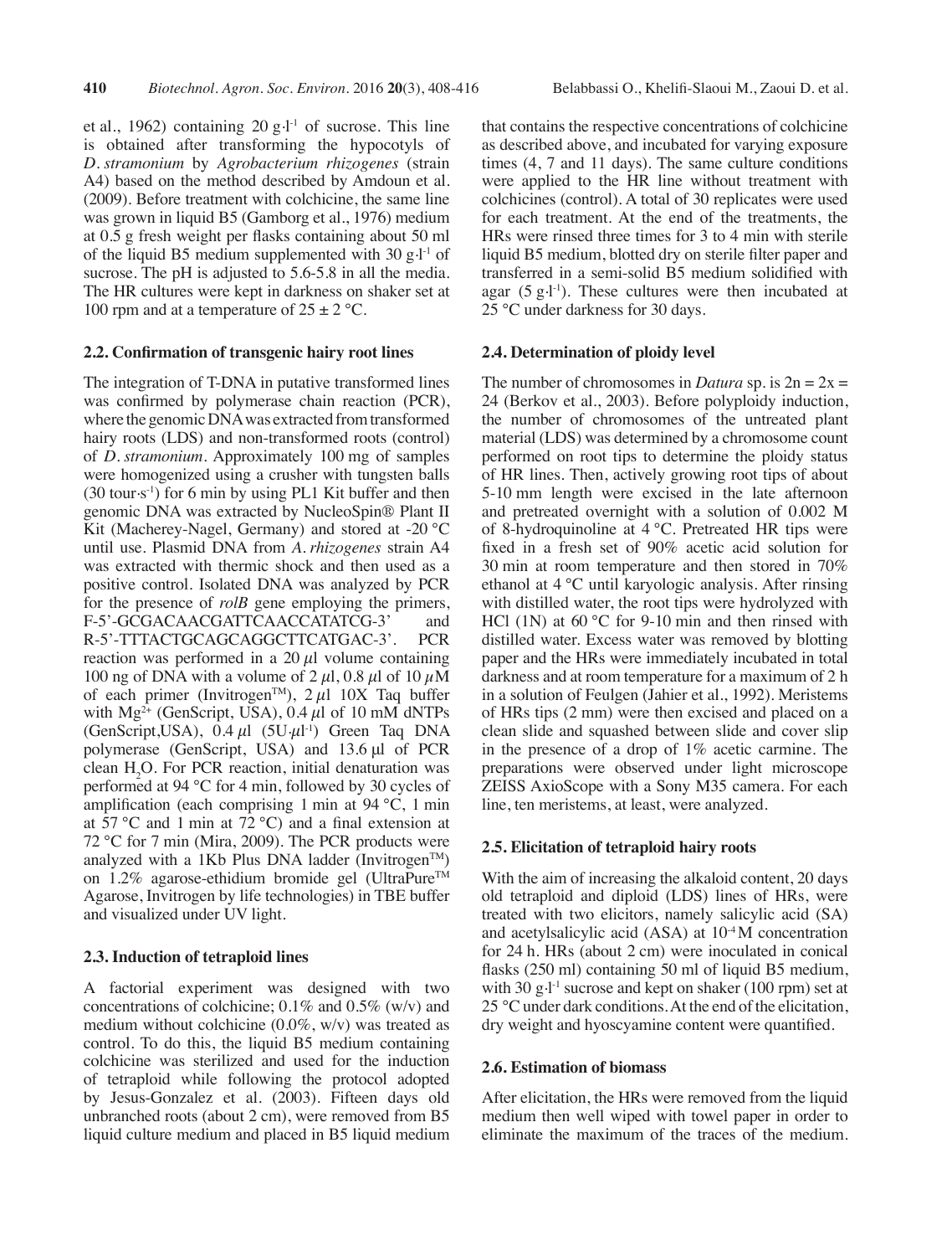et al., 1962) containing 20 g·l$^{-1}$ of sucrose. This line is obtained after transforming the hypocotyls of *D. stramonium* by *Agrobacterium rhizogenes* (strain A4) based on the method described by Amdoun et al. (2009). Before treatment with colchicine, the same line was grown in liquid B5 (Gamborg et al., 1976) medium at 0.5 g fresh weight per flasks containing about 50 ml of the liquid B5 medium supplemented with 30 g·l$^{-1}$ of sucrose. The pH is adjusted to 5.6-5.8 in all the media. The HR cultures were kept in darkness on shaker set at 100 rpm and at a temperature of 25 ± 2 °C.

### 2.2. Confirmation of transgenic hairy root lines

The integration of T-DNA in putative transformed lines was confirmed by polymerase chain reaction (PCR), where the genomic DNA was extracted from transformed hairy roots (LDS) and non-transformed roots (control) of *D. stramonium*. Approximately 100 mg of samples were homogenized using a crusher with tungsten balls (30 tour·s$^{-1}$) for 6 min by using PL1 Kit buffer and then genomic DNA was extracted by NucleoSpin® Plant II Kit (Macherey-Nagel, Germany) and stored at -20 °C until use. Plasmid DNA from *A. rhizogenes* strain A4 was extracted with thermic shock and then used as a positive control. Isolated DNA was analyzed by PCR for the presence of *rolB* gene employing the primers, F-5'-GCGACAACGATTCAACCATATCG-3' and R-5'-TTTACTGCAGCAGGCTTCATGAC-3'. PCR reaction was performed in a 20 µl volume containing 100 ng of DNA with a volume of 2 µl, 0.8 µl of 10 µM of each primer (Invitrogen™), 2 µl 10X Taq buffer with $Mg^{2+}$ (GenScript, USA), 0.4 µl of 10 mM dNTPs (GenScript,USA), 0.4 µl (5U·µl$^{-1}$) Green Taq DNA polymerase (GenScript, USA) and 13.6 µl of PCR clean $H_2O$. For PCR reaction, initial denaturation was performed at 94 °C for 4 min, followed by 30 cycles of amplification (each comprising 1 min at 94 °C, 1 min at 57 °C and 1 min at 72 °C) and a final extension at 72 °C for 7 min (Mira, 2009). The PCR products were analyzed with a 1Kb Plus DNA ladder (Invitrogen™) on 1.2% agarose-ethidium bromide gel (UltraPure™ Agarose, Invitrogen by life technologies) in TBE buffer and visualized under UV light.

### 2.3. Induction of tetraploid lines

A factorial experiment was designed with two concentrations of colchicine; 0.1% and 0.5% (w/v) and medium without colchicine (0.0%, w/v) was treated as control. To do this, the liquid B5 medium containing colchicine was sterilized and used for the induction of tetraploid while following the protocol adopted by Jesus-Gonzalez et al. (2003). Fifteen days old unbranched roots (about 2 cm), were removed from B5 liquid culture medium and placed in B5 liquid medium that contains the respective concentrations of colchicine as described above, and incubated for varying exposure times (4, 7 and 11 days). The same culture conditions were applied to the HR line without treatment with colchicines (control). A total of 30 replicates were used for each treatment. At the end of the treatments, the HRs were rinsed three times for 3 to 4 min with sterile liquid B5 medium, blotted dry on sterile filter paper and transferred in a semi-solid B5 medium solidified with agar (5 g·l$^{-1}$). These cultures were then incubated at 25 °C under darkness for 30 days.

### 2.4. Determination of ploidy level

The number of chromosomes in *Datura* sp. is $2n = 2x = 24$ (Berkov et al., 2003). Before polyploidy induction, the number of chromosomes of the untreated plant material (LDS) was determined by a chromosome count performed on root tips to determine the ploidy status of HR lines. Then, actively growing root tips of about 5-10 mm length were excised in the late afternoon and pretreated overnight with a solution of 0.002 M of 8-hydroquinoline at 4 °C. Pretreated HR tips were fixed in a fresh set of 90% acetic acid solution for 30 min at room temperature and then stored in 70% ethanol at 4 °C until karyologic analysis. After rinsing with distilled water, the root tips were hydrolyzed with HCl (1N) at 60 °C for 9-10 min and then rinsed with distilled water. Excess water was removed by blotting paper and the HRs were immediately incubated in total darkness and at room temperature for a maximum of 2 h in a solution of Feulgen (Jahier et al., 1992). Meristems of HRs tips (2 mm) were then excised and placed on a clean slide and squashed between slide and cover slip in the presence of a drop of 1% acetic carmine. The preparations were observed under light microscope ZEISS AxioScope with a Sony M35 camera. For each line, ten meristems, at least, were analyzed.

### 2.5. Elicitation of tetraploid hairy roots

With the aim of increasing the alkaloid content, 20 days old tetraploid and diploid (LDS) lines of HRs, were treated with two elicitors, namely salicylic acid (SA) and acetylsalicylic acid (ASA) at $10^{-4}$ M concentration for 24 h. HRs (about 2 cm) were inoculated in conical flasks (250 ml) containing 50 ml of liquid B5 medium, with 30 g·l$^{-1}$ sucrose and kept on shaker (100 rpm) set at 25 °C under dark conditions. At the end of the elicitation, dry weight and hyoscyamine content were quantified.

### 2.6. Estimation of biomass

After elicitation, the HRs were removed from the liquid medium then well wiped with towel paper in order to eliminate the maximum of the traces of the medium.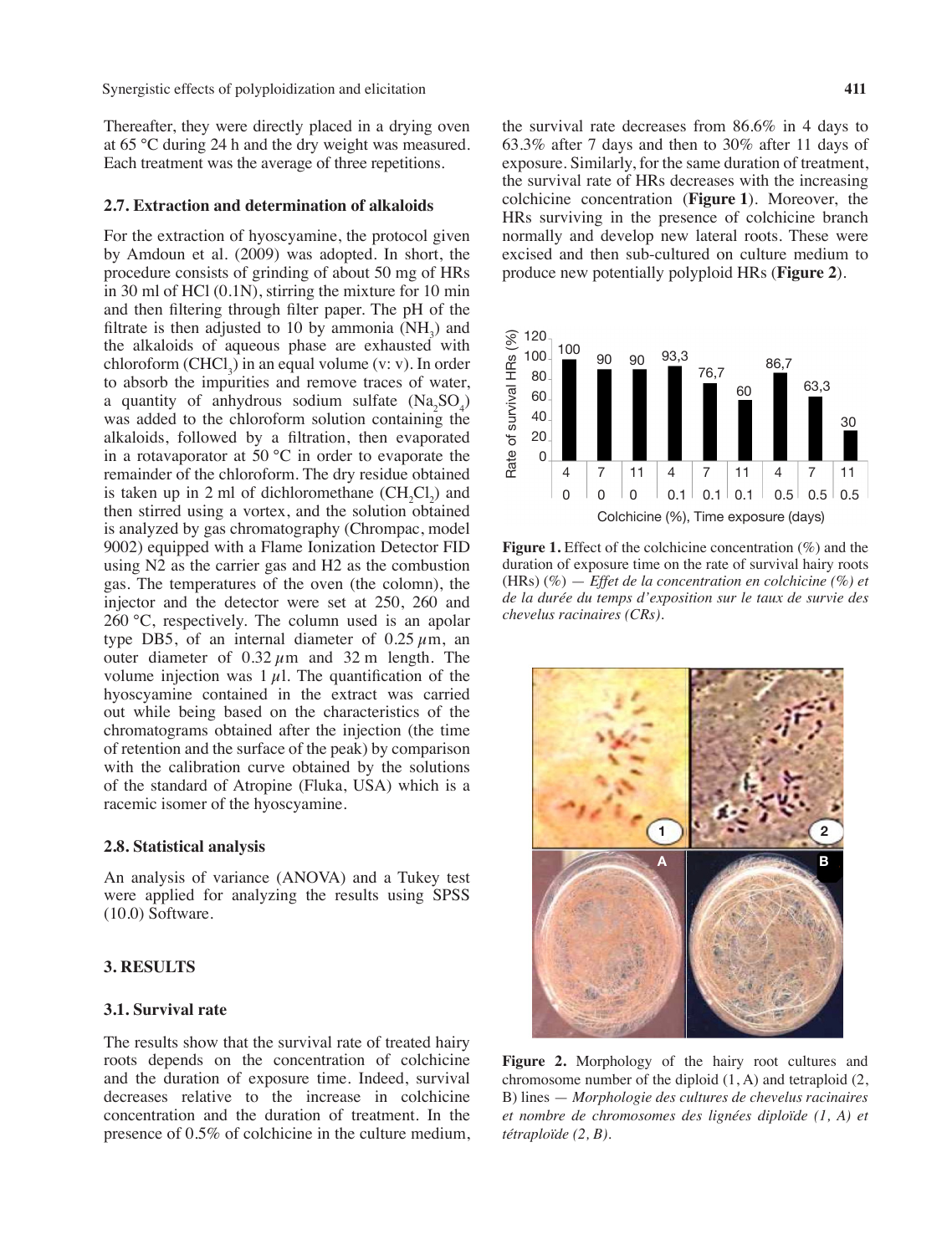Thereafter, they were directly placed in a drying oven at 65 °C during 24 h and the dry weight was measured. Each treatment was the average of three repetitions.

### 2.7. Extraction and determination of alkaloids

For the extraction of hyoscyamine, the protocol given by Amdoun et al. (2009) was adopted. In short, the procedure consists of grinding of about 50 mg of HRs in 30 ml of HCl (0.1N), stirring the mixture for 10 min and then filtering through filter paper. The pH of the filtrate is then adjusted to 10 by ammonia ($NH_3$) and the alkaloids of aqueous phase are exhausted with chloroform ($CHCl_3$) in an equal volume (v: v). In order to absorb the impurities and remove traces of water, a quantity of anhydrous sodium sulfate ($Na_2SO_4$) was added to the chloroform solution containing the alkaloids, followed by a filtration, then evaporated in a rotavaporator at 50 °C in order to evaporate the remainder of the chloroform. The dry residue obtained is taken up in 2 ml of dichloromethane ($CH_2Cl_2$) and then stirred using a vortex, and the solution obtained is analyzed by gas chromatography (Chrompac, model 9002) equipped with a Flame Ionization Detector FID using N2 as the carrier gas and H2 as the combustion gas. The temperatures of the oven (the colomn), the injector and the detector were set at 250, 260 and 260 °C, respectively. The column used is an apolar type DB5, of an internal diameter of 0.25 $\mu$m, an outer diameter of 0.32 $\mu$m and 32 m length. The volume injection was 1 $\mu$l. The quantification of the hyoscyamine contained in the extract was carried out while being based on the characteristics of the chromatograms obtained after the injection (the time of retention and the surface of the peak) by comparison with the calibration curve obtained by the solutions of the standard of Atropine (Fluka, USA) which is a racemic isomer of the hyoscyamine.

### 2.8. Statistical analysis

An analysis of variance (ANOVA) and a Tukey test were applied for analyzing the results using SPSS (10.0) Software.

## 3. RESULTS

### 3.1. Survival rate

The results show that the survival rate of treated hairy roots depends on the concentration of colchicine and the duration of exposure time. Indeed, survival decreases relative to the increase in colchicine concentration and the duration of treatment. In the presence of 0.5% of colchicine in the culture medium, the survival rate decreases from 86.6% in 4 days to 63.3% after 7 days and then to 30% after 11 days of exposure. Similarly, for the same duration of treatment, the survival rate of HRs decreases with the increasing colchicine concentration (**Figure 1**). Moreover, the HRs surviving in the presence of colchicine branch normally and develop new lateral roots. These were excised and then sub-cultured on culture medium to produce new potentially polyploid HRs (**Figure 2**).

| Colchicine (%) | 0 | 0 | 0 | 0.1 | 0.1 | 0.1 | 0.5 | 0.5 | 0.5 |
|---|---|---|---|---|---|---|---|---|---|
| Time exposure (days) | 4 | 7 | 11 | 4 | 7 | 11 | 4 | 7 | 11 |
| Rate of survival HRs (%) | 100 | 90 | 90 | 93,3 | 76,7 | 60 | 86,7 | 63,3 | 30 |

**Figure 1.** Effect of the colchicine concentration (%) and the duration of exposure time on the rate of survival hairy roots (HRs) (%) — *Effet de la concentration en colchicine (%) et de la durée du temps d'exposition sur le taux de survie des chevelus racinaires (CRs).*

**Figure 2.** Morphology of the hairy root cultures and chromosome number of the diploid (1, A) and tetraploid (2, B) lines — *Morphologie des cultures de chevelus racinaires et nombre de chromosomes des lignées diploïde (1, A) et tétraploïde (2, B).*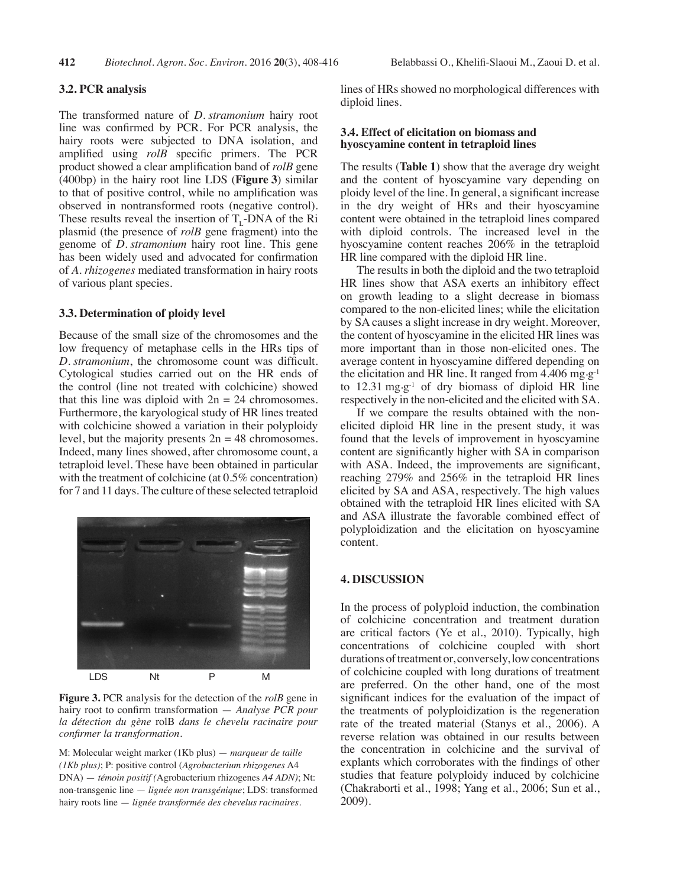### 3.2. PCR analysis

The transformed nature of *D. stramonium* hairy root line was confirmed by PCR. For PCR analysis, the hairy roots were subjected to DNA isolation, and amplified using *rolB* specific primers. The PCR product showed a clear amplification band of *rolB* gene (400bp) in the hairy root line LDS (**Figure 3**) similar to that of positive control, while no amplification was observed in nontransformed roots (negative control). These results reveal the insertion of $T_L$-DNA of the Ri plasmid (the presence of *rolB* gene fragment) into the genome of *D. stramonium* hairy root line. This gene has been widely used and advocated for confirmation of *A. rhizogenes* mediated transformation in hairy roots of various plant species.

### 3.3. Determination of ploidy level

Because of the small size of the chromosomes and the low frequency of metaphase cells in the HRs tips of *D. stramonium*, the chromosome count was difficult. Cytological studies carried out on the HR ends of the control (line not treated with colchicine) showed that this line was diploid with 2n = 24 chromosomes. Furthermore, the karyological study of HR lines treated with colchicine showed a variation in their polyploidy level, but the majority presents 2n = 48 chromosomes. Indeed, many lines showed, after chromosome count, a tetraploid level. These have been obtained in particular with the treatment of colchicine (at 0.5% concentration) for 7 and 11 days. The culture of these selected tetraploid lines of HRs showed no morphological differences with diploid lines.

**Figure 3.** PCR analysis for the detection of the *rolB* gene in hairy root to confirm transformation — *Analyse PCR pour la détection du gène* rolB *dans le chevelu racinaire pour confirmer la transformation*.

M: Molecular weight marker (1Kb plus) — *marqueur de taille (1Kb plus)*; P: positive control (*Agrobacterium rhizogenes* A4 DNA) — *témoin positif (*Agrobacterium rhizogenes *A4 ADN)*; Nt: non-transgenic line — *lignée non transgénique*; LDS: transformed hairy roots line — *lignée transformée des chevelus racinaires*.

### 3.4. Effect of elicitation on biomass and hyoscyamine content in tetraploid lines

The results (**Table 1**) show that the average dry weight and the content of hyoscyamine vary depending on ploidy level of the line. In general, a significant increase in the dry weight of HRs and their hyoscyamine content were obtained in the tetraploid lines compared with diploid controls. The increased level in the hyoscyamine content reaches 206% in the tetraploid HR line compared with the diploid HR line.

The results in both the diploid and the two tetraploid HR lines show that ASA exerts an inhibitory effect on growth leading to a slight decrease in biomass compared to the non-elicited lines; while the elicitation by SA causes a slight increase in dry weight. Moreover, the content of hyoscyamine in the elicited HR lines was more important than in those non-elicited ones. The average content in hyoscyamine differed depending on the elicitation and HR line. It ranged from 4.406 $mg \cdot g^{-1}$ to 12.31 $mg \cdot g^{-1}$ of dry biomass of diploid HR line respectively in the non-elicited and the elicited with SA.

If we compare the results obtained with the non-elicited diploid HR line in the present study, it was found that the levels of improvement in hyoscyamine content are significantly higher with SA in comparison with ASA. Indeed, the improvements are significant, reaching 279% and 256% in the tetraploid HR lines elicited by SA and ASA, respectively. The high values obtained with the tetraploid HR lines elicited with SA and ASA illustrate the favorable combined effect of polyploidization and the elicitation on hyoscyamine content.

## 4. DISCUSSION

In the process of polyploid induction, the combination of colchicine concentration and treatment duration are critical factors (Ye et al., 2010). Typically, high concentrations of colchicine coupled with short durations of treatment or, conversely, low concentrations of colchicine coupled with long durations of treatment are preferred. On the other hand, one of the most significant indices for the evaluation of the impact of the treatments of polyploidization is the regeneration rate of the treated material (Stanys et al., 2006). A reverse relation was obtained in our results between the concentration in colchicine and the survival of explants which corroborates with the findings of other studies that feature polyploidy induced by colchicine (Chakraborti et al., 1998; Yang et al., 2006; Sun et al., 2009).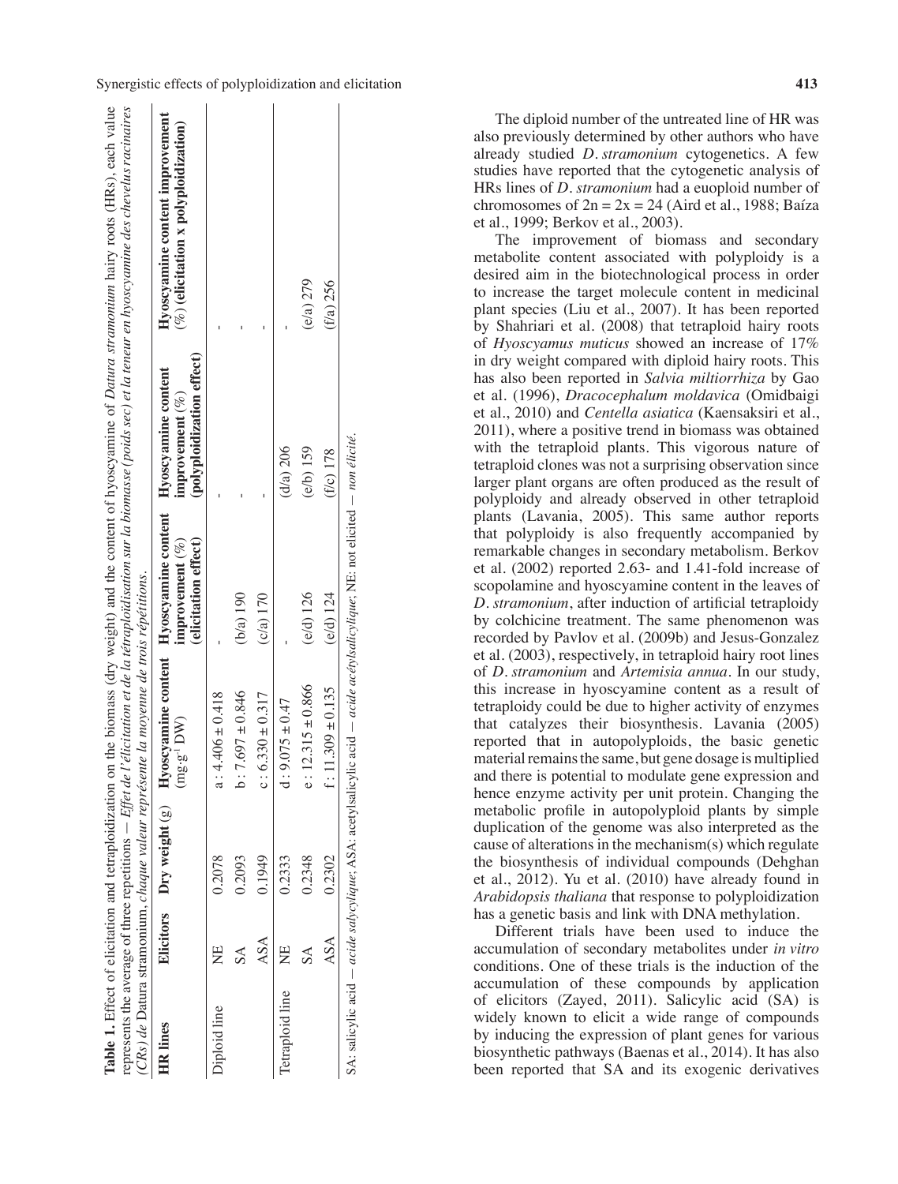**Table 1.** Effect of elicitation and tetraploidization on the biomass (dry weight) and the content of hyoscyamine of *Datura stramonium* hairy roots (HRs), each value represents the average of three repetitions — *Effet de l'élicitation et de la tétraploïdisation sur la biomasse (poids sec) et la teneur en hyoscyamine des chevelus racinaires (CRs) de* Datura stramonium, *chaque valeur représente la moyenne de trois répétitions.*

| HR lines | Elicitors | Dry weight (g) | Hyoscyamine content ($mg \cdot g^{-1}$ DW) | Hyoscyamine content improvement (%) (elicitation effect) | Hyoscyamine content improvement (%) (polyploidization effect) | Hyoscyamine content improvement (%) (elicitation x polyploidization) |
|---|---|---|---|---|---|---|
| Diploid line | NE | 0.2078 | a : 4.406 ± 0.418 | - | - | - |
| | SA | 0.2093 | b : 7.697 ± 0.846 | (b/a) 190 | - | - |
| | ASA | 0.1949 | c : 6.330 ± 0.317 | (c/a) 170 | - | - |
| Tetraploid line | NE | 0.2333 | d : 9.075 ± 0.47 | - | (d/a) 206 | - |
| | SA | 0.2348 | e : 12.315 ± 0.866 | (e/d) 126 | (e/b) 159 | (e/a) 279 |
| | ASA | 0.2302 | f : 11.309 ± 0.135 | (e/d) 124 | (f/c) 178 | (f/a) 256 |

SA: salicylic acid — *acide salycylique*; ASA: acetylsalicylic acid — *acide acétylsalicylique*; NE: not elicited — *non élicité.*

The diploid number of the untreated line of HR was also previously determined by other authors who have already studied *D. stramonium* cytogenetics. A few studies have reported that the cytogenetic analysis of HRs lines of *D. stramonium* had a euoploid number of chromosomes of $2n = 2x = 24$ (Aird et al., 1988; Baíza et al., 1999; Berkov et al., 2003).

The improvement of biomass and secondary metabolite content associated with polyploidy is a desired aim in the biotechnological process in order to increase the target molecule content in medicinal plant species (Liu et al., 2007). It has been reported by Shahriari et al. (2008) that tetraploid hairy roots of *Hyoscyamus muticus* showed an increase of 17% in dry weight compared with diploid hairy roots. This has also been reported in *Salvia miltiorrhiza* by Gao et al. (1996), *Dracocephalum moldavica* (Omidbaigi et al., 2010) and *Centella asiatica* (Kaensaksiri et al., 2011), where a positive trend in biomass was obtained with the tetraploid plants. This vigorous nature of tetraploid clones was not a surprising observation since larger plant organs are often produced as the result of polyploidy and already observed in other tetraploid plants (Lavania, 2005). This same author reports that polyploidy is also frequently accompanied by remarkable changes in secondary metabolism. Berkov et al. (2002) reported 2.63- and 1.41-fold increase of scopolamine and hyoscyamine content in the leaves of *D. stramonium*, after induction of artificial tetraploidy by colchicine treatment. The same phenomenon was recorded by Pavlov et al. (2009b) and Jesus-Gonzalez et al. (2003), respectively, in tetraploid hairy root lines of *D. stramonium* and *Artemisia annua*. In our study, this increase in hyoscyamine content as a result of tetraploidy could be due to higher activity of enzymes that catalyzes their biosynthesis. Lavania (2005) reported that in autopolyploids, the basic genetic material remains the same, but gene dosage is multiplied and there is potential to modulate gene expression and hence enzyme activity per unit protein. Changing the metabolic profile in autopolyploid plants by simple duplication of the genome was also interpreted as the cause of alterations in the mechanism(s) which regulate the biosynthesis of individual compounds (Dehghan et al., 2012). Yu et al. (2010) have already found in *Arabidopsis thaliana* that response to polyploidization has a genetic basis and link with DNA methylation.

Different trials have been used to induce the accumulation of secondary metabolites under *in vitro* conditions. One of these trials is the induction of the accumulation of these compounds by application of elicitors (Zayed, 2011). Salicylic acid (SA) is widely known to elicit a wide range of compounds by inducing the expression of plant genes for various biosynthetic pathways (Baenas et al., 2014). It has also been reported that SA and its exogenic derivatives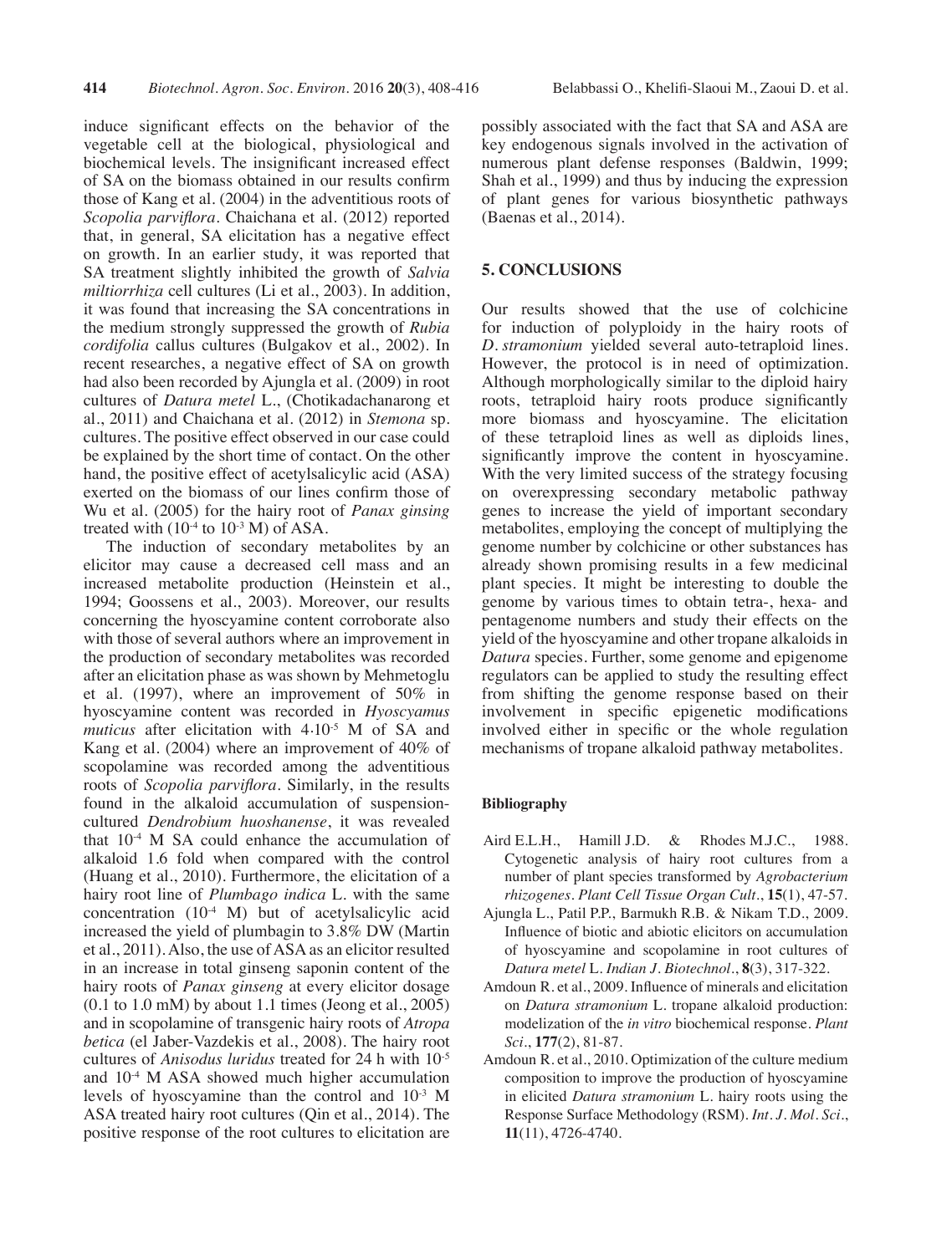induce significant effects on the behavior of the vegetable cell at the biological, physiological and biochemical levels. The insignificant increased effect of SA on the biomass obtained in our results confirm those of Kang et al. (2004) in the adventitious roots of *Scopolia parviflora*. Chaichana et al. (2012) reported that, in general, SA elicitation has a negative effect on growth. In an earlier study, it was reported that SA treatment slightly inhibited the growth of *Salvia miltiorrhiza* cell cultures (Li et al., 2003). In addition, it was found that increasing the SA concentrations in the medium strongly suppressed the growth of *Rubia cordifolia* callus cultures (Bulgakov et al., 2002). In recent researches, a negative effect of SA on growth had also been recorded by Ajungla et al. (2009) in root cultures of *Datura metel* L., (Chotikadachanarong et al., 2011) and Chaichana et al. (2012) in *Stemona* sp. cultures. The positive effect observed in our case could be explained by the short time of contact. On the other hand, the positive effect of acetylsalicylic acid (ASA) exerted on the biomass of our lines confirm those of Wu et al. (2005) for the hairy root of *Panax ginsing* treated with ($10^{-4}$ to $10^{-3}$ M) of ASA.

The induction of secondary metabolites by an elicitor may cause a decreased cell mass and an increased metabolite production (Heinstein et al., 1994; Goossens et al., 2003). Moreover, our results concerning the hyoscyamine content corroborate also with those of several authors where an improvement in the production of secondary metabolites was recorded after an elicitation phase as was shown by Mehmetoglu et al. (1997), where an improvement of 50% in hyoscyamine content was recorded in *Hyoscyamus muticus* after elicitation with $4 \cdot 10^{-5}$ M of SA and Kang et al. (2004) where an improvement of 40% of scopolamine was recorded among the adventitious roots of *Scopolia parviflora*. Similarly, in the results found in the alkaloid accumulation of suspension-cultured *Dendrobium huoshanense*, it was revealed that $10^{-4}$ M SA could enhance the accumulation of alkaloid 1.6 fold when compared with the control (Huang et al., 2010). Furthermore, the elicitation of a hairy root line of *Plumbago indica* L. with the same concentration ($10^{-4}$ M) but of acetylsalicylic acid increased the yield of plumbagin to 3.8% DW (Martin et al., 2011). Also, the use of ASA as an elicitor resulted in an increase in total ginseng saponin content of the hairy roots of *Panax ginseng* at every elicitor dosage (0.1 to 1.0 mM) by about 1.1 times (Jeong et al., 2005) and in scopolamine of transgenic hairy roots of *Atropa betica* (el Jaber-Vazdekis et al., 2008). The hairy root cultures of *Anisodus luridus* treated for 24 h with $10^{-5}$ and $10^{-4}$ M ASA showed much higher accumulation levels of hyoscyamine than the control and $10^{-3}$ M ASA treated hairy root cultures (Qin et al., 2014). The positive response of the root cultures to elicitation are possibly associated with the fact that SA and ASA are key endogenous signals involved in the activation of numerous plant defense responses (Baldwin, 1999; Shah et al., 1999) and thus by inducing the expression of plant genes for various biosynthetic pathways (Baenas et al., 2014).

## 5. CONCLUSIONS

Our results showed that the use of colchicine for induction of polyploidy in the hairy roots of *D. stramonium* yielded several auto-tetraploid lines. However, the protocol is in need of optimization. Although morphologically similar to the diploid hairy roots, tetraploid hairy roots produce significantly more biomass and hyoscyamine. The elicitation of these tetraploid lines as well as diploids lines, significantly improve the content in hyoscyamine. With the very limited success of the strategy focusing on overexpressing secondary metabolic pathway genes to increase the yield of important secondary metabolites, employing the concept of multiplying the genome number by colchicine or other substances has already shown promising results in a few medicinal plant species. It might be interesting to double the genome by various times to obtain tetra-, hexa- and pentagenome numbers and study their effects on the yield of the hyoscyamine and other tropane alkaloids in *Datura* species. Further, some genome and epigenome regulators can be applied to study the resulting effect from shifting the genome response based on their involvement in specific epigenetic modifications involved either in specific or the whole regulation mechanisms of tropane alkaloid pathway metabolites.

### Bibliography

Aird E.L.H., Hamill J.D. & Rhodes M.J.C., 1988. Cytogenetic analysis of hairy root cultures from a number of plant species transformed by *Agrobacterium rhizogenes*. *Plant Cell Tissue Organ Cult.*, **15**(1), 47-57.

Ajungla L., Patil P.P., Barmukh R.B. & Nikam T.D., 2009. Influence of biotic and abiotic elicitors on accumulation of hyoscyamine and scopolamine in root cultures of *Datura metel* L. *Indian J. Biotechnol.*, **8**(3), 317-322.

Amdoun R. et al., 2009. Influence of minerals and elicitation on *Datura stramonium* L. tropane alkaloid production: modelization of the *in vitro* biochemical response. *Plant Sci.*, **177**(2), 81-87.

Amdoun R. et al., 2010. Optimization of the culture medium composition to improve the production of hyoscyamine in elicited *Datura stramonium* L. hairy roots using the Response Surface Methodology (RSM). *Int. J. Mol. Sci.*, **11**(11), 4726-4740.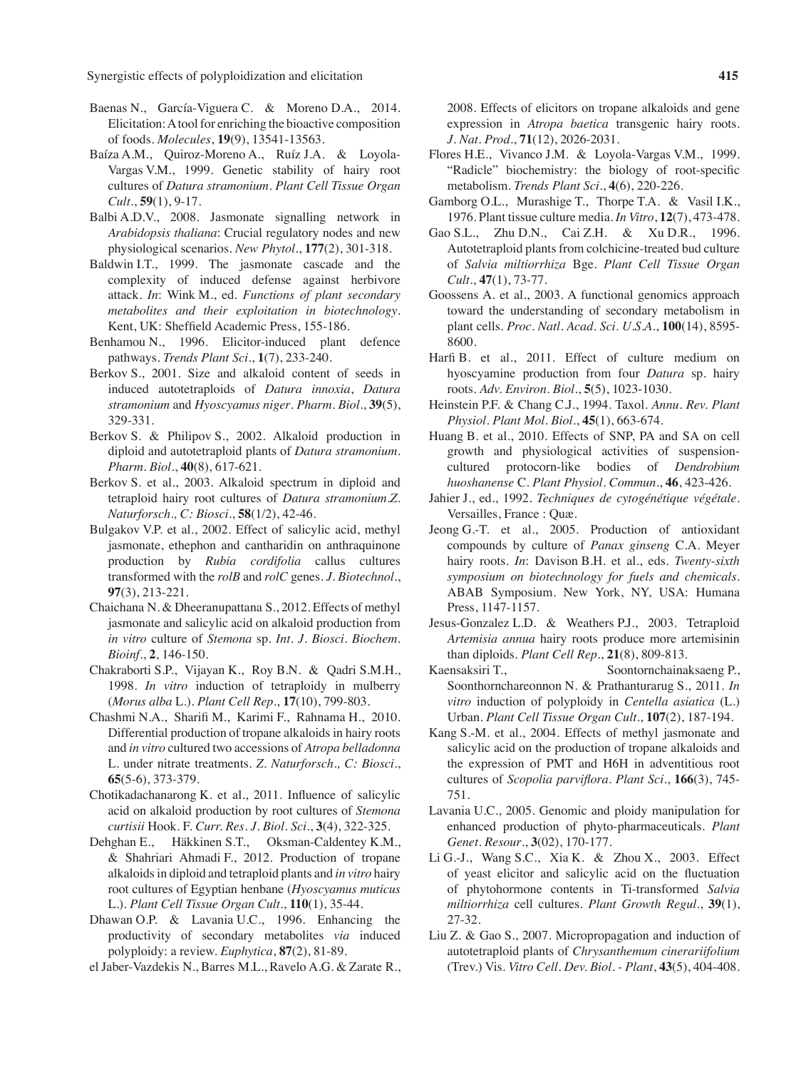Baenas N., García-Viguera C. & Moreno D.A., 2014. Elicitation: A tool for enriching the bioactive composition of foods. *Molecules*, **19**(9), 13541-13563.

Baíza A.M., Quiroz-Moreno A., Ruíz J.A. & Loyola-Vargas V.M., 1999. Genetic stability of hairy root cultures of *Datura stramonium*. *Plant Cell Tissue Organ Cult.*, **59**(1), 9-17.

Balbi A.D.V., 2008. Jasmonate signalling network in *Arabidopsis thaliana*: Crucial regulatory nodes and new physiological scenarios. *New Phytol.*, **177**(2), 301-318.

Baldwin I.T., 1999. The jasmonate cascade and the complexity of induced defense against herbivore attack. *In*: Wink M., ed. *Functions of plant secondary metabolites and their exploitation in biotechnology*. Kent, UK: Sheffield Academic Press, 155-186.

Benhamou N., 1996. Elicitor-induced plant defence pathways. *Trends Plant Sci.*, **1**(7), 233-240.

Berkov S., 2001. Size and alkaloid content of seeds in induced autotetraploids of *Datura innoxia*, *Datura stramonium* and *Hyoscyamus niger*. *Pharm. Biol.*, **39**(5), 329-331.

Berkov S. & Philipov S., 2002. Alkaloid production in diploid and autotetraploid plants of *Datura stramonium*. *Pharm. Biol.*, **40**(8), 617-621.

Berkov S. et al., 2003. Alkaloid spectrum in diploid and tetraploid hairy root cultures of *Datura stramonium*.*Z. Naturforsch., C: Biosci.*, **58**(1/2), 42-46.

Bulgakov V.P. et al., 2002. Effect of salicylic acid, methyl jasmonate, ethephon and cantharidin on anthraquinone production by *Rubia cordifolia* callus cultures transformed with the *rolB* and *rolC* genes. *J. Biotechnol.*, **97**(3), 213-221.

Chaichana N. & Dheeranupattana S., 2012. Effects of methyl jasmonate and salicylic acid on alkaloid production from *in vitro* culture of *Stemona* sp. *Int. J. Biosci. Biochem. Bioinf.*, **2**, 146-150.

Chakraborti S.P., Vijayan K., Roy B.N. & Qadri S.M.H., 1998. *In vitro* induction of tetraploidy in mulberry (*Morus alba* L.). *Plant Cell Rep.*, **17**(10), 799-803.

Chashmi N.A., Sharifi M., Karimi F., Rahnama H., 2010. Differential production of tropane alkaloids in hairy roots and *in vitro* cultured two accessions of *Atropa belladonna* L. under nitrate treatments. *Z. Naturforsch., C: Biosci.*, **65**(5-6), 373-379.

Chotikadachanarong K. et al., 2011. Influence of salicylic acid on alkaloid production by root cultures of *Stemona curtisii* Hook. F. *Curr. Res. J. Biol. Sci.*, **3**(4), 322-325.

Dehghan E., Häkkinen S.T., Oksman-Caldentey K.M., & Shahriari Ahmadi F., 2012. Production of tropane alkaloids in diploid and tetraploid plants and *in vitro* hairy root cultures of Egyptian henbane (*Hyoscyamus muticus* L.). *Plant Cell Tissue Organ Cult.*, **110**(1), 35-44.

Dhawan O.P. & Lavania U.C., 1996. Enhancing the productivity of secondary metabolites *via* induced polyploidy: a review. *Euphytica*, **87**(2), 81-89.

el Jaber-Vazdekis N., Barres M.L., Ravelo A.G. & Zarate R., 2008. Effects of elicitors on tropane alkaloids and gene expression in *Atropa baetica* transgenic hairy roots. *J. Nat. Prod.*, **71**(12), 2026-2031.

Flores H.E., Vivanco J.M. & Loyola-Vargas V.M., 1999. "Radicle" biochemistry: the biology of root-specific metabolism. *Trends Plant Sci.*, **4**(6), 220-226.

Gamborg O.L., Murashige T., Thorpe T.A. & Vasil I.K., 1976. Plant tissue culture media. *In Vitro*, **12**(7), 473-478.

Gao S.L., Zhu D.N., Cai Z.H. & Xu D.R., 1996. Autotetraploid plants from colchicine-treated bud culture of *Salvia miltiorrhiza* Bge. *Plant Cell Tissue Organ Cult.*, **47**(1), 73-77.

Goossens A. et al., 2003. A functional genomics approach toward the understanding of secondary metabolism in plant cells. *Proc. Natl. Acad. Sci. U.S.A.*, **100**(14), 8595-8600.

Harfi B. et al., 2011. Effect of culture medium on hyoscyamine production from four *Datura* sp. hairy roots. *Adv. Environ. Biol.*, **5**(5), 1023-1030.

Heinstein P.F. & Chang C.J., 1994. Taxol. *Annu. Rev. Plant Physiol. Plant Mol. Biol.*, **45**(1), 663-674.

Huang B. et al., 2010. Effects of SNP, PA and SA on cell growth and physiological activities of suspension-cultured protocorn-like bodies of *Dendrobium huoshanense* C. *Plant Physiol. Commun.*, **46**, 423-426.

Jahier J., ed., 1992. *Techniques de cytogénétique végétale*. Versailles, France : Quæ.

Jeong G.-T. et al., 2005. Production of antioxidant compounds by culture of *Panax ginseng* C.A. Meyer hairy roots. *In*: Davison B.H. et al., eds. *Twenty-sixth symposium on biotechnology for fuels and chemicals*. ABAB Symposium. New York, NY, USA: Humana Press, 1147-1157.

Jesus-Gonzalez L.D. & Weathers P.J., 2003. Tetraploid *Artemisia annua* hairy roots produce more artemisinin than diploids. *Plant Cell Rep.*, **21**(8), 809-813.

Kaensaksiri T., Soontornchainaksaeng P., Soonthornchareonnon N. & Prathanturarug S., 2011. *In vitro* induction of polyploidy in *Centella asiatica* (L.) Urban. *Plant Cell Tissue Organ Cult.*, **107**(2), 187-194.

Kang S.-M. et al., 2004. Effects of methyl jasmonate and salicylic acid on the production of tropane alkaloids and the expression of PMT and H6H in adventitious root cultures of *Scopolia parviflora*. *Plant Sci.*, **166**(3), 745-751.

Lavania U.C., 2005. Genomic and ploidy manipulation for enhanced production of phyto-pharmaceuticals. *Plant Genet. Resour.*, **3**(02), 170-177.

Li G.-J., Wang S.C., Xia K. & Zhou X., 2003. Effect of yeast elicitor and salicylic acid on the fluctuation of phytohormone contents in Ti-transformed *Salvia miltiorrhiza* cell cultures. *Plant Growth Regul.*, **39**(1), 27-32.

Liu Z. & Gao S., 2007. Micropropagation and induction of autotetraploid plants of *Chrysanthemum cinerariifolium* (Trev.) Vis. *Vitro Cell. Dev. Biol. - Plant*, **43**(5), 404-408.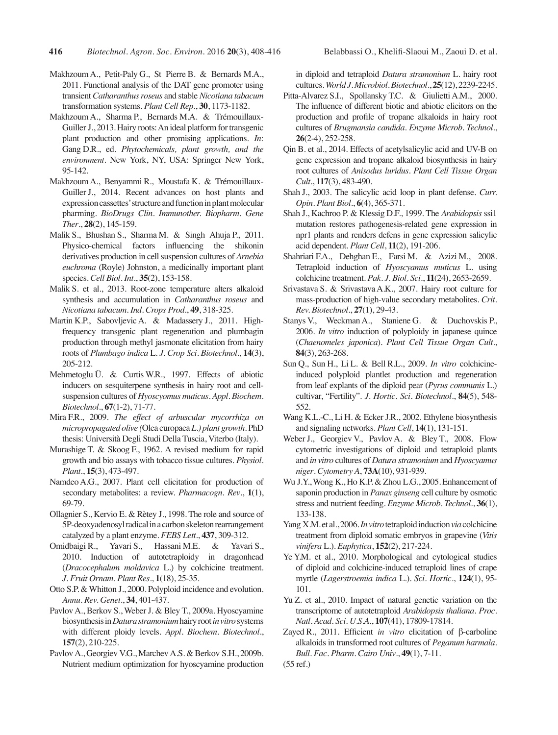Makhzoum A., Petit-Paly G., St Pierre B. & Bernards M.A., 2011. Functional analysis of the DAT gene promoter using transient *Catharanthus roseus* and stable *Nicotiana tabacum* transformation systems. *Plant Cell Rep.*, **30**, 1173-1182.

Makhzoum A., Sharma P., Bernards M.A. & Trémouillaux-Guiller J., 2013. Hairy roots: An ideal platform for transgenic plant production and other promising applications. *In*: Gang D.R., ed. *Phytochemicals, plant growth, and the environment*. New York, NY, USA: Springer New York, 95-142.

Makhzoum A., Benyammi R., Moustafa K. & Trémouillaux-Guiller J., 2014. Recent advances on host plants and expression cassettes' structure and function in plant molecular pharming. *BioDrugs Clin. Immunother. Biopharm. Gene Ther.*, **28**(2), 145-159.

Malik S., Bhushan S., Sharma M. & Singh Ahuja P., 2011. Physico-chemical factors influencing the shikonin derivatives production in cell suspension cultures of *Arnebia euchroma* (Royle) Johnston, a medicinally important plant species. *Cell Biol. Int.*, **35**(2), 153-158.

Malik S. et al., 2013. Root-zone temperature alters alkaloid synthesis and accumulation in *Catharanthus roseus* and *Nicotiana tabacum*. *Ind. Crops Prod.*, **49**, 318-325.

Martin K.P., Sabovljevic A. & Madassery J., 2011. High-frequency transgenic plant regeneration and plumbagin production through methyl jasmonate elicitation from hairy roots of *Plumbago indica* L. *J. Crop Sci. Biotechnol.*, **14**(3), 205-212.

Mehmetoglu Ü. & Curtis W.R., 1997. Effects of abiotic inducers on sesquiterpene synthesis in hairy root and cell-suspension cultures of *Hyoscyomus muticus*. *Appl. Biochem. Biotechnol.*, **67**(1-2), 71-77.

Mira F.R., 2009. *The effect of arbuscular mycorrhiza on micropropagated olive (*Olea europaea *L.) plant growth*. PhD thesis: Università Degli Studi Della Tuscia, Viterbo (Italy).

Murashige T. & Skoog F., 1962. A revised medium for rapid growth and bio assays with tobacco tissue cultures. *Physiol. Plant.*, **15**(3), 473-497.

Namdeo A.G., 2007. Plant cell elicitation for production of secondary metabolites: a review. *Pharmacogn. Rev.*, **1**(1), 69-79.

Ollagnier S., Kervio E. & Rètey J., 1998. The role and source of 5P-deoxyadenosyl radical in a carbon skeleton rearrangement catalyzed by a plant enzyme. *FEBS Lett.*, **437**, 309-312.

Omidbaigi R., Yavari S., Hassani M.E. & Yavari S., 2010. Induction of autotetraploidy in dragonhead (*Dracocephalum moldavica* L.) by colchicine treatment. *J. Fruit Ornam. Plant Res.*, **1**(18), 25-35.

Otto S.P. & Whitton J., 2000. Polyploid incidence and evolution. *Annu. Rev. Genet.*, **34**, 401-437.

Pavlov A., Berkov S., Weber J. & Bley T., 2009a. Hyoscyamine biosynthesis in *Datura stramonium* hairy root *in vitro* systems with different ploidy levels. *Appl. Biochem. Biotechnol.*, **157**(2), 210-225.

Pavlov A., Georgiev V.G., Marchev A.S. & Berkov S.H., 2009b. Nutrient medium optimization for hyoscyamine production in diploid and tetraploid *Datura stramonium* L. hairy root cultures. *World J. Microbiol. Biotechnol.*, **25**(12), 2239-2245.

Pitta-Alvarez S.I., Spollansky T.C. & Giulietti A.M., 2000. The influence of different biotic and abiotic elicitors on the production and profile of tropane alkaloids in hairy root cultures of *Brugmansia candida*. *Enzyme Microb. Technol.*, **26**(2-4), 252-258.

Qin B. et al., 2014. Effects of acetylsalicylic acid and UV-B on gene expression and tropane alkaloid biosynthesis in hairy root cultures of *Anisodus luridus*. *Plant Cell Tissue Organ Cult.*, **117**(3), 483-490.

Shah J., 2003. The salicylic acid loop in plant defense. *Curr. Opin. Plant Biol.*, **6**(4), 365-371.

Shah J., Kachroo P. & Klessig D.F., 1999. The *Arabidopsis* ssi1 mutation restores pathogenesis-related gene expression in npr1 plants and renders defens in gene expression salicylic acid dependent. *Plant Cell*, **11**(2), 191-206.

Shahriari F.A., Dehghan E., Farsi M. & Azizi M., 2008. Tetraploid induction of *Hyoscyamus muticus* L. using colchicine treatment. *Pak. J. Biol. Sci.*, **11**(24), 2653-2659.

Srivastava S. & Srivastava A.K., 2007. Hairy root culture for mass-production of high-value secondary metabolites. *Crit. Rev. Biotechnol.*, **27**(1), 29-43.

Stanys V., Weckman A., Staniene G. & Duchovskis P., 2006. *In vitro* induction of polyploidy in japanese quince (*Chaenomeles japonica*). *Plant Cell Tissue Organ Cult.*, **84**(3), 263-268.

Sun Q., Sun H., Li L. & Bell R.L., 2009. *In vitro* colchicine-induced polyploid plantlet production and regeneration from leaf explants of the diploid pear (*Pyrus communis* L.) cultivar, "Fertility". *J. Hortic. Sci. Biotechnol.*, **84**(5), 548-552.

Wang K.L.-C., Li H. & Ecker J.R., 2002. Ethylene biosynthesis and signaling networks. *Plant Cell*, **14**(1), 131-151.

Weber J., Georgiev V., Pavlov A. & Bley T., 2008. Flow cytometric investigations of diploid and tetraploid plants and *in vitro* cultures of *Datura stramonium* and *Hyoscyamus niger*. *Cytometry A*, **73A**(10), 931-939.

Wu J.Y., Wong K., Ho K.P. & Zhou L.G., 2005. Enhancement of saponin production in *Panax ginseng* cell culture by osmotic stress and nutrient feeding. *Enzyme Microb. Technol.*, **36**(1), 133-138.

Yang X.M. et al., 2006. *In vitro* tetraploid induction *via* colchicine treatment from diploid somatic embryos in grapevine (*Vitis vinifera* L.). *Euphytica*, **152**(2), 217-224.

Ye Y.M. et al., 2010. Morphological and cytological studies of diploid and colchicine-induced tetraploid lines of crape myrtle (*Lagerstroemia indica* L.). *Sci. Hortic.*, **124**(1), 95-101.

Yu Z. et al., 2010. Impact of natural genetic variation on the transcriptome of autotetraploid *Arabidopsis thaliana*. *Proc. Natl. Acad. Sci. U.S.A.*, **107**(41), 17809-17814.

Zayed R., 2011. Efficient *in vitro* elicitation of β-carboline alkaloids in transformed root cultures of *Peganum harmala*. *Bull. Fac. Pharm. Cairo Univ.*, **49**(1), 7-11.

(55 ref.)